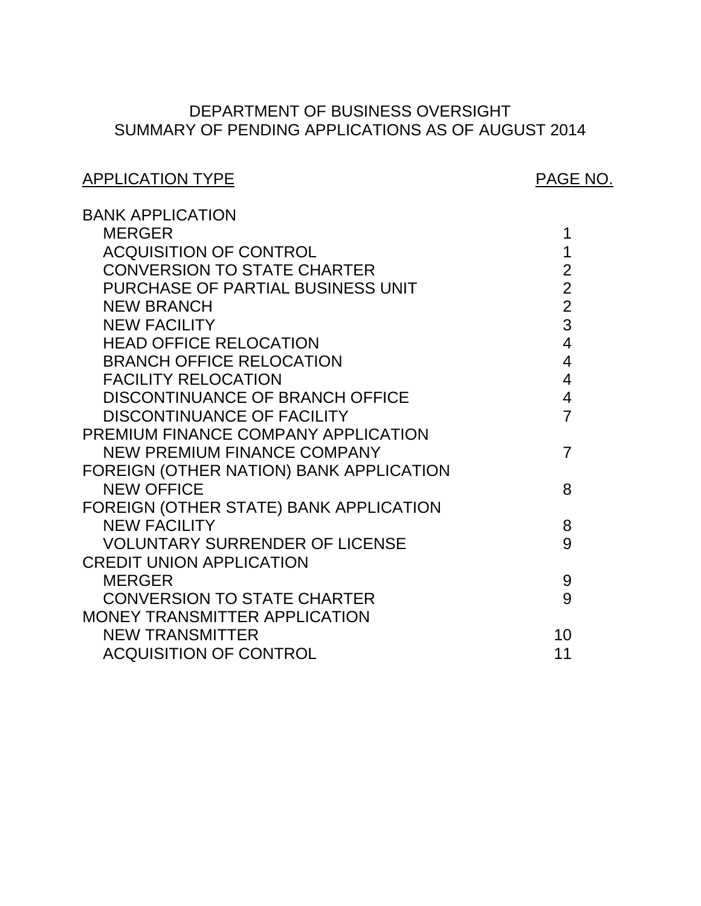# DEPARTMENT OF BUSINESS OVERSIGHT
## SUMMARY OF PENDING APPLICATIONS AS OF AUGUST 2014

| APPLICATION TYPE | PAGE NO. |
|---|---|
| BANK APPLICATION | |
| MERGER | 1 |
| ACQUISITION OF CONTROL | 1 |
| CONVERSION TO STATE CHARTER | 2 |
| PURCHASE OF PARTIAL BUSINESS UNIT | 2 |
| NEW BRANCH | 2 |
| NEW FACILITY | 3 |
| HEAD OFFICE RELOCATION | 4 |
| BRANCH OFFICE RELOCATION | 4 |
| FACILITY RELOCATION | 4 |
| DISCONTINUANCE OF BRANCH OFFICE | 4 |
| DISCONTINUANCE OF FACILITY | 7 |
| PREMIUM FINANCE COMPANY APPLICATION | |
| NEW PREMIUM FINANCE COMPANY | 7 |
| FOREIGN (OTHER NATION) BANK APPLICATION | |
| NEW OFFICE | 8 |
| FOREIGN (OTHER STATE) BANK APPLICATION | |
| NEW FACILITY | 8 |
| VOLUNTARY SURRENDER OF LICENSE | 9 |
| CREDIT UNION APPLICATION | |
| MERGER | 9 |
| CONVERSION TO STATE CHARTER | 9 |
| MONEY TRANSMITTER APPLICATION | |
| NEW TRANSMITTER | 10 |
| ACQUISITION OF CONTROL | 11 |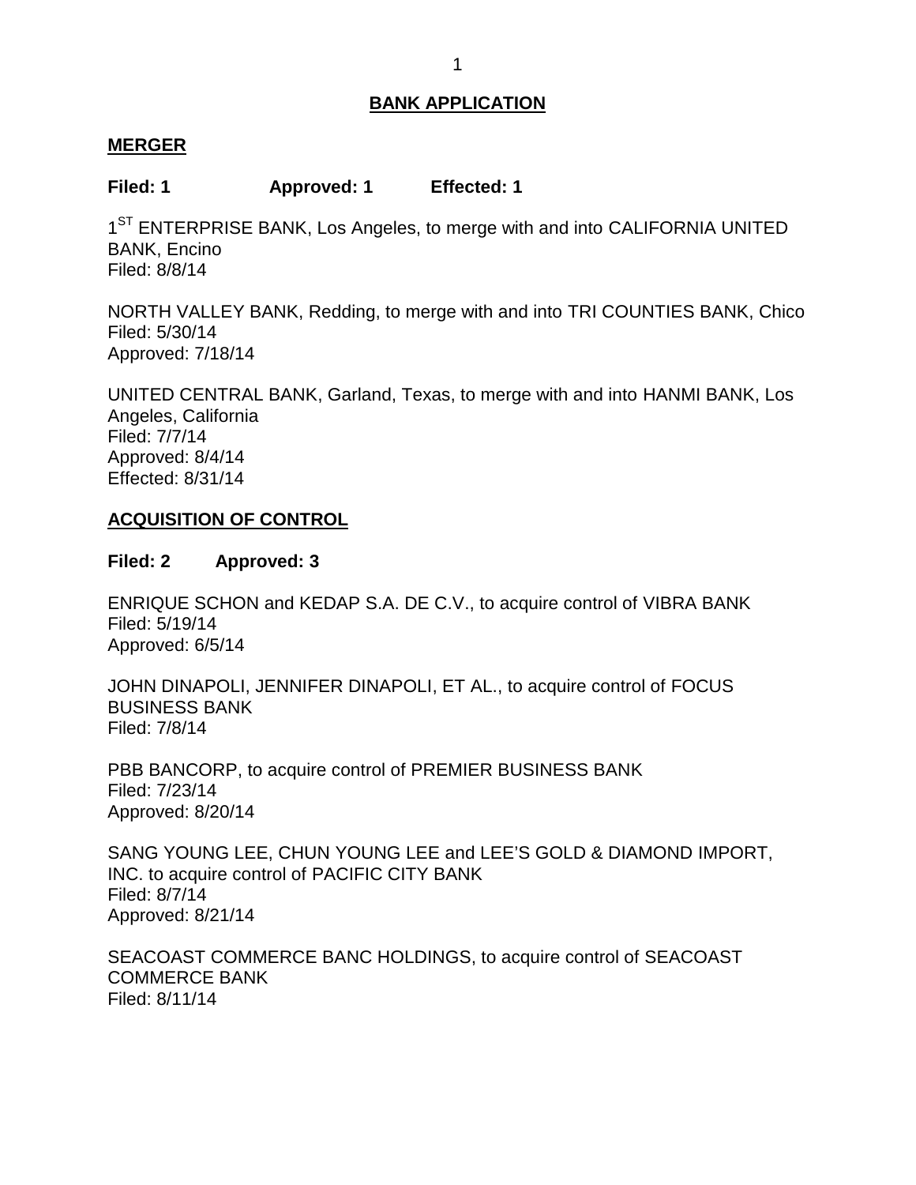# BANK APPLICATION

## MERGER

**Filed: 1 Approved: 1 Effected: 1**

1[ST] ENTERPRISE BANK, Los Angeles, to merge with and into CALIFORNIA UNITED BANK, Encino
Filed: 8/8/14

NORTH VALLEY BANK, Redding, to merge with and into TRI COUNTIES BANK, Chico
Filed: 5/30/14
Approved: 7/18/14

UNITED CENTRAL BANK, Garland, Texas, to merge with and into HANMI BANK, Los Angeles, California
Filed: 7/7/14
Approved: 8/4/14
Effected: 8/31/14

## ACQUISITION OF CONTROL

**Filed: 2 Approved: 3**

ENRIQUE SCHON and KEDAP S.A. DE C.V., to acquire control of VIBRA BANK
Filed: 5/19/14
Approved: 6/5/14

JOHN DINAPOLI, JENNIFER DINAPOLI, ET AL., to acquire control of FOCUS BUSINESS BANK
Filed: 7/8/14

PBB BANCORP, to acquire control of PREMIER BUSINESS BANK
Filed: 7/23/14
Approved: 8/20/14

SANG YOUNG LEE, CHUN YOUNG LEE and LEE'S GOLD & DIAMOND IMPORT, INC. to acquire control of PACIFIC CITY BANK
Filed: 8/7/14
Approved: 8/21/14

SEACOAST COMMERCE BANC HOLDINGS, to acquire control of SEACOAST COMMERCE BANK
Filed: 8/11/14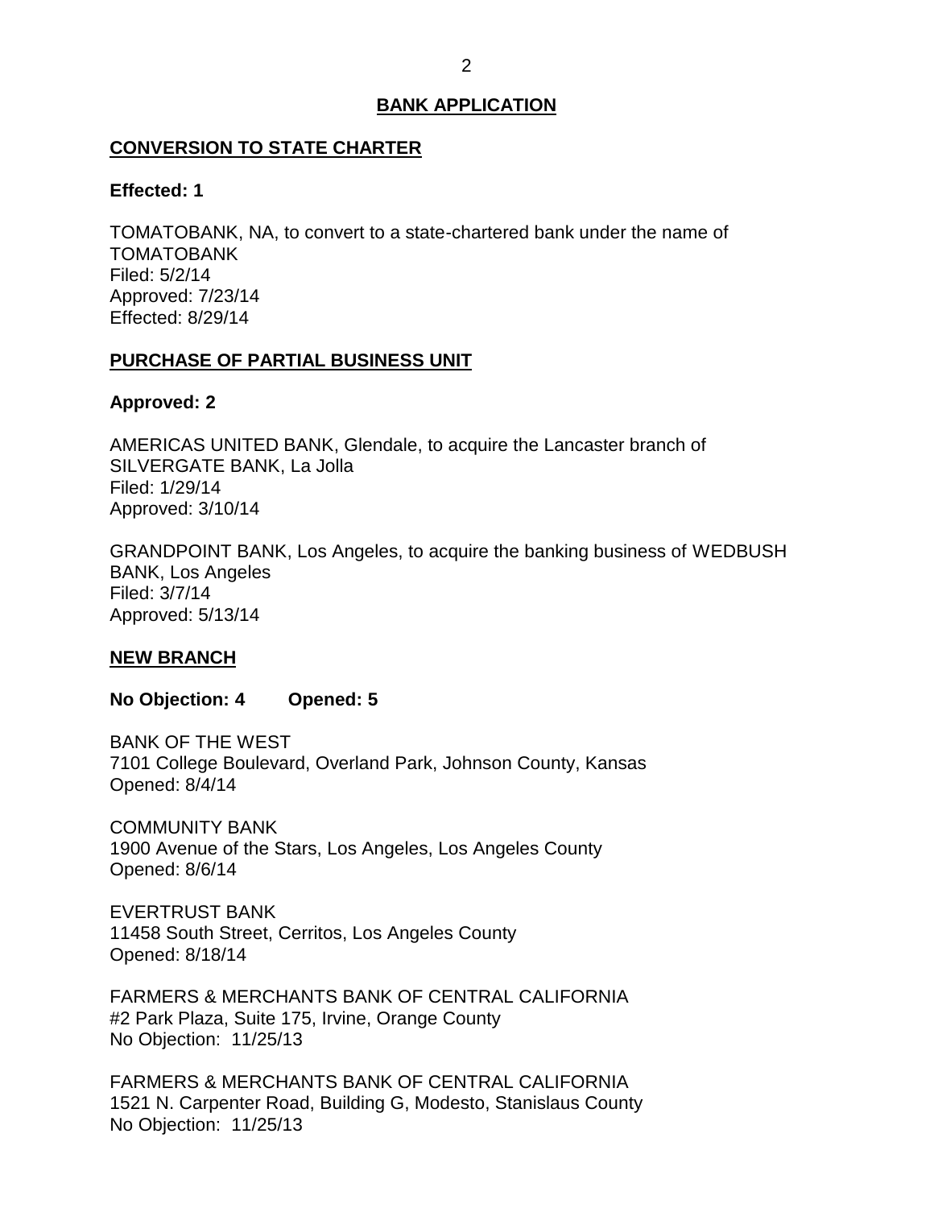## BANK APPLICATION

### CONVERSION TO STATE CHARTER

**Effected: 1**

TOMATOBANK, NA, to convert to a state-chartered bank under the name of TOMATOBANK
Filed: 5/2/14
Approved: 7/23/14
Effected: 8/29/14

### PURCHASE OF PARTIAL BUSINESS UNIT

**Approved: 2**

AMERICAS UNITED BANK, Glendale, to acquire the Lancaster branch of SILVERGATE BANK, La Jolla
Filed: 1/29/14
Approved: 3/10/14

GRANDPOINT BANK, Los Angeles, to acquire the banking business of WEDBUSH BANK, Los Angeles
Filed: 3/7/14
Approved: 5/13/14

### NEW BRANCH

**No Objection: 4 Opened: 5**

BANK OF THE WEST
7101 College Boulevard, Overland Park, Johnson County, Kansas
Opened: 8/4/14

COMMUNITY BANK
1900 Avenue of the Stars, Los Angeles, Los Angeles County
Opened: 8/6/14

EVERTRUST BANK
11458 South Street, Cerritos, Los Angeles County
Opened: 8/18/14

FARMERS & MERCHANTS BANK OF CENTRAL CALIFORNIA
#2 Park Plaza, Suite 175, Irvine, Orange County
No Objection: 11/25/13

FARMERS & MERCHANTS BANK OF CENTRAL CALIFORNIA
1521 N. Carpenter Road, Building G, Modesto, Stanislaus County
No Objection: 11/25/13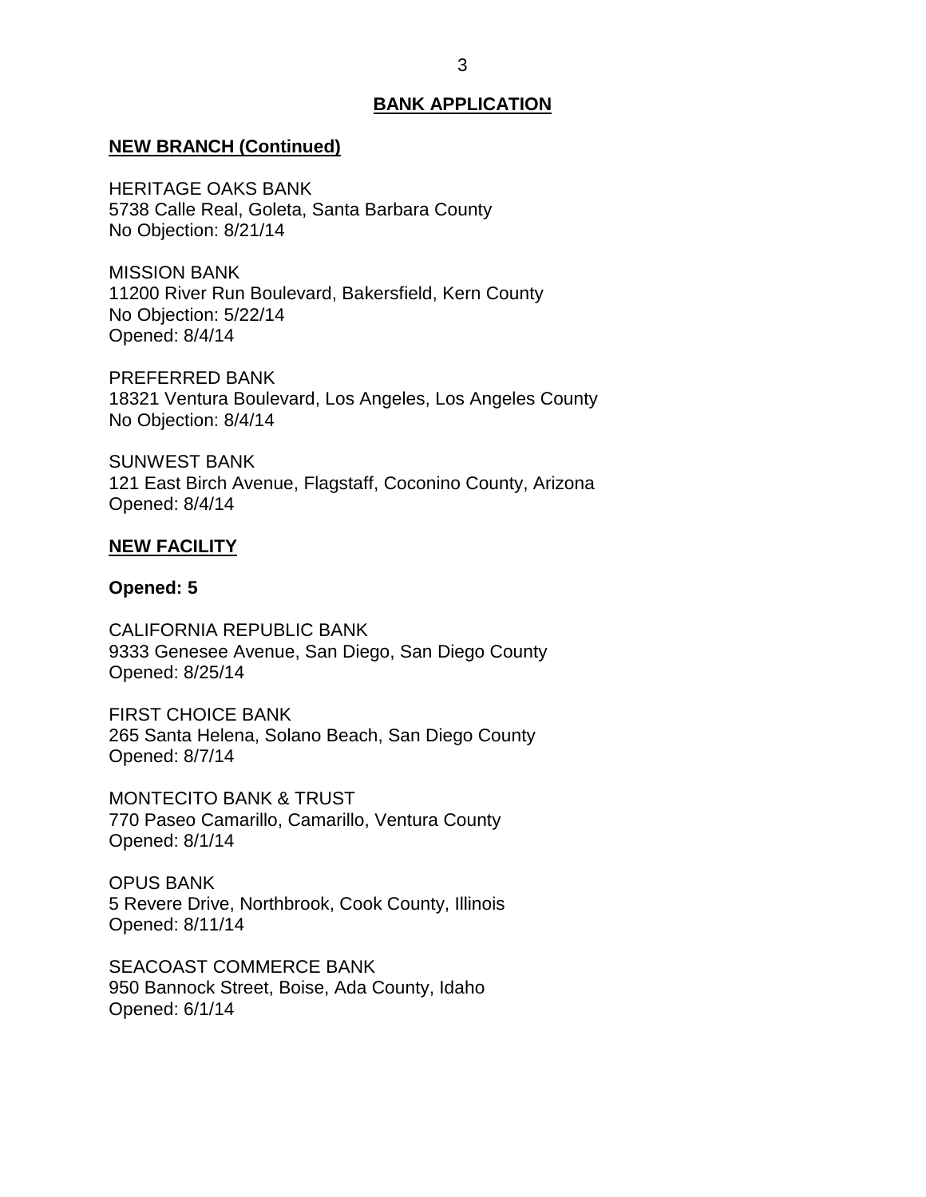## BANK APPLICATION

### NEW BRANCH (Continued)

HERITAGE OAKS BANK
5738 Calle Real, Goleta, Santa Barbara County
No Objection: 8/21/14

MISSION BANK
11200 River Run Boulevard, Bakersfield, Kern County
No Objection: 5/22/14
Opened: 8/4/14

PREFERRED BANK
18321 Ventura Boulevard, Los Angeles, Los Angeles County
No Objection: 8/4/14

SUNWEST BANK
121 East Birch Avenue, Flagstaff, Coconino County, Arizona
Opened: 8/4/14

### NEW FACILITY

**Opened: 5**

CALIFORNIA REPUBLIC BANK
9333 Genesee Avenue, San Diego, San Diego County
Opened: 8/25/14

FIRST CHOICE BANK
265 Santa Helena, Solano Beach, San Diego County
Opened: 8/7/14

MONTECITO BANK & TRUST
770 Paseo Camarillo, Camarillo, Ventura County
Opened: 8/1/14

OPUS BANK
5 Revere Drive, Northbrook, Cook County, Illinois
Opened: 8/11/14

SEACOAST COMMERCE BANK
950 Bannock Street, Boise, Ada County, Idaho
Opened: 6/1/14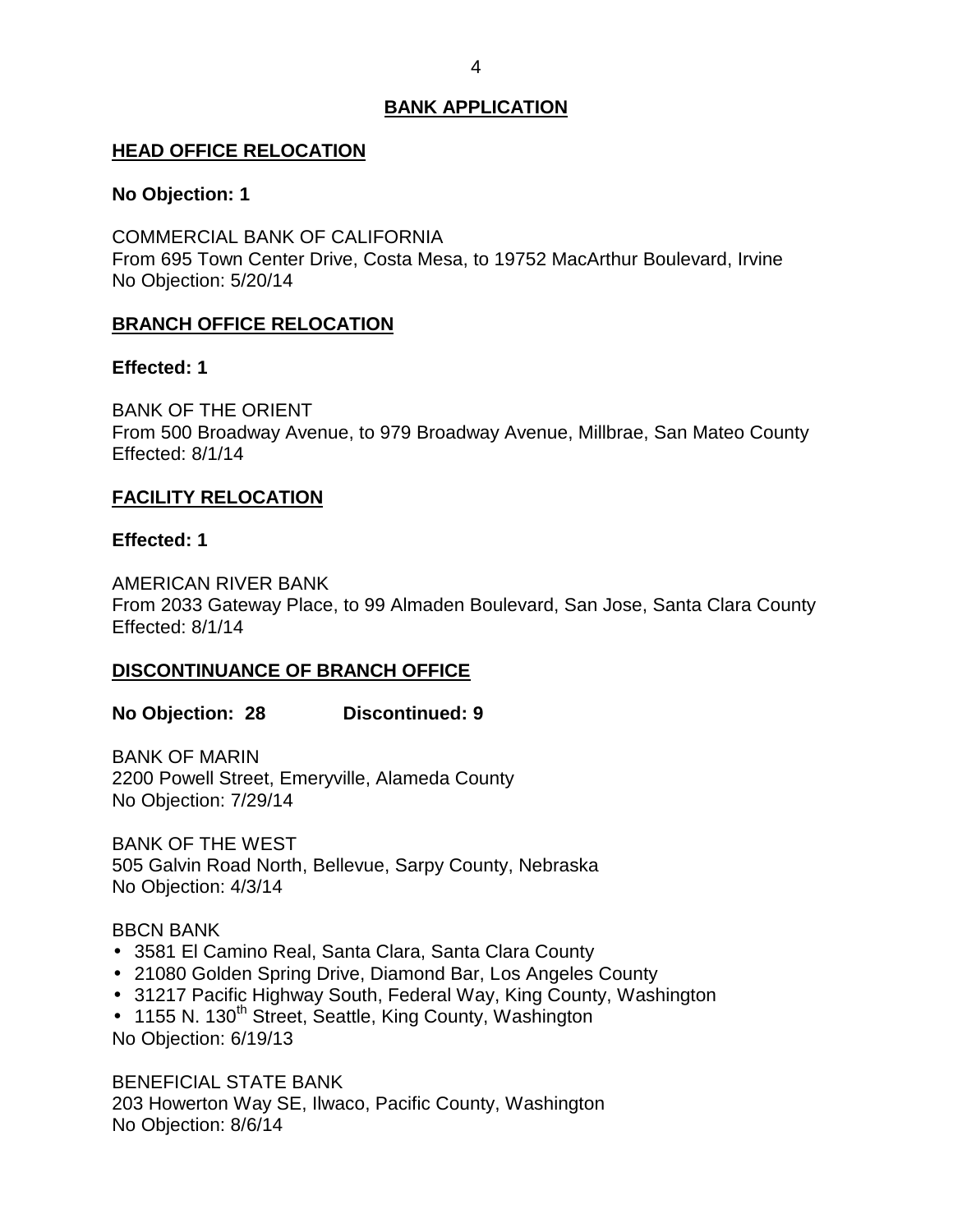## BANK APPLICATION

### HEAD OFFICE RELOCATION

**No Objection: 1**

COMMERCIAL BANK OF CALIFORNIA
From 695 Town Center Drive, Costa Mesa, to 19752 MacArthur Boulevard, Irvine
No Objection: 5/20/14

### BRANCH OFFICE RELOCATION

**Effected: 1**

BANK OF THE ORIENT
From 500 Broadway Avenue, to 979 Broadway Avenue, Millbrae, San Mateo County
Effected: 8/1/14

### FACILITY RELOCATION

**Effected: 1**

AMERICAN RIVER BANK
From 2033 Gateway Place, to 99 Almaden Boulevard, San Jose, Santa Clara County
Effected: 8/1/14

### DISCONTINUANCE OF BRANCH OFFICE

**No Objection: 28 Discontinued: 9**

BANK OF MARIN
2200 Powell Street, Emeryville, Alameda County
No Objection: 7/29/14

BANK OF THE WEST
505 Galvin Road North, Bellevue, Sarpy County, Nebraska
No Objection: 4/3/14

BBCN BANK

- 3581 El Camino Real, Santa Clara, Santa Clara County
- 21080 Golden Spring Drive, Diamond Bar, Los Angeles County
- 31217 Pacific Highway South, Federal Way, King County, Washington
- 1155 N. 130th Street, Seattle, King County, Washington

No Objection: 6/19/13

BENEFICIAL STATE BANK
203 Howerton Way SE, Ilwaco, Pacific County, Washington
No Objection: 8/6/14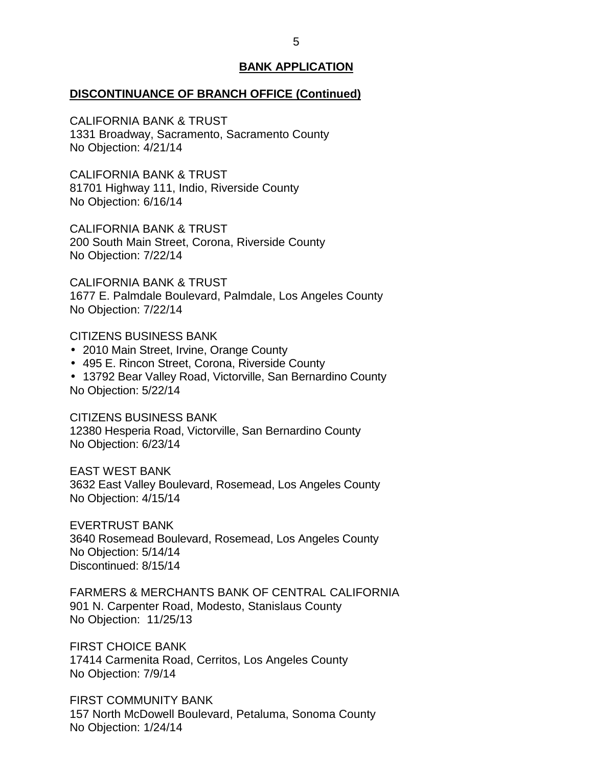## BANK APPLICATION

**DISCONTINUANCE OF BRANCH OFFICE (Continued)**

CALIFORNIA BANK & TRUST
1331 Broadway, Sacramento, Sacramento County
No Objection: 4/21/14

CALIFORNIA BANK & TRUST
81701 Highway 111, Indio, Riverside County
No Objection: 6/16/14

CALIFORNIA BANK & TRUST
200 South Main Street, Corona, Riverside County
No Objection: 7/22/14

CALIFORNIA BANK & TRUST
1677 E. Palmdale Boulevard, Palmdale, Los Angeles County
No Objection: 7/22/14

CITIZENS BUSINESS BANK
- 2010 Main Street, Irvine, Orange County
- 495 E. Rincon Street, Corona, Riverside County
- 13792 Bear Valley Road, Victorville, San Bernardino County

No Objection: 5/22/14

CITIZENS BUSINESS BANK
12380 Hesperia Road, Victorville, San Bernardino County
No Objection: 6/23/14

EAST WEST BANK
3632 East Valley Boulevard, Rosemead, Los Angeles County
No Objection: 4/15/14

EVERTRUST BANK
3640 Rosemead Boulevard, Rosemead, Los Angeles County
No Objection: 5/14/14
Discontinued: 8/15/14

FARMERS & MERCHANTS BANK OF CENTRAL CALIFORNIA
901 N. Carpenter Road, Modesto, Stanislaus County
No Objection: 11/25/13

FIRST CHOICE BANK
17414 Carmenita Road, Cerritos, Los Angeles County
No Objection: 7/9/14

FIRST COMMUNITY BANK
157 North McDowell Boulevard, Petaluma, Sonoma County
No Objection: 1/24/14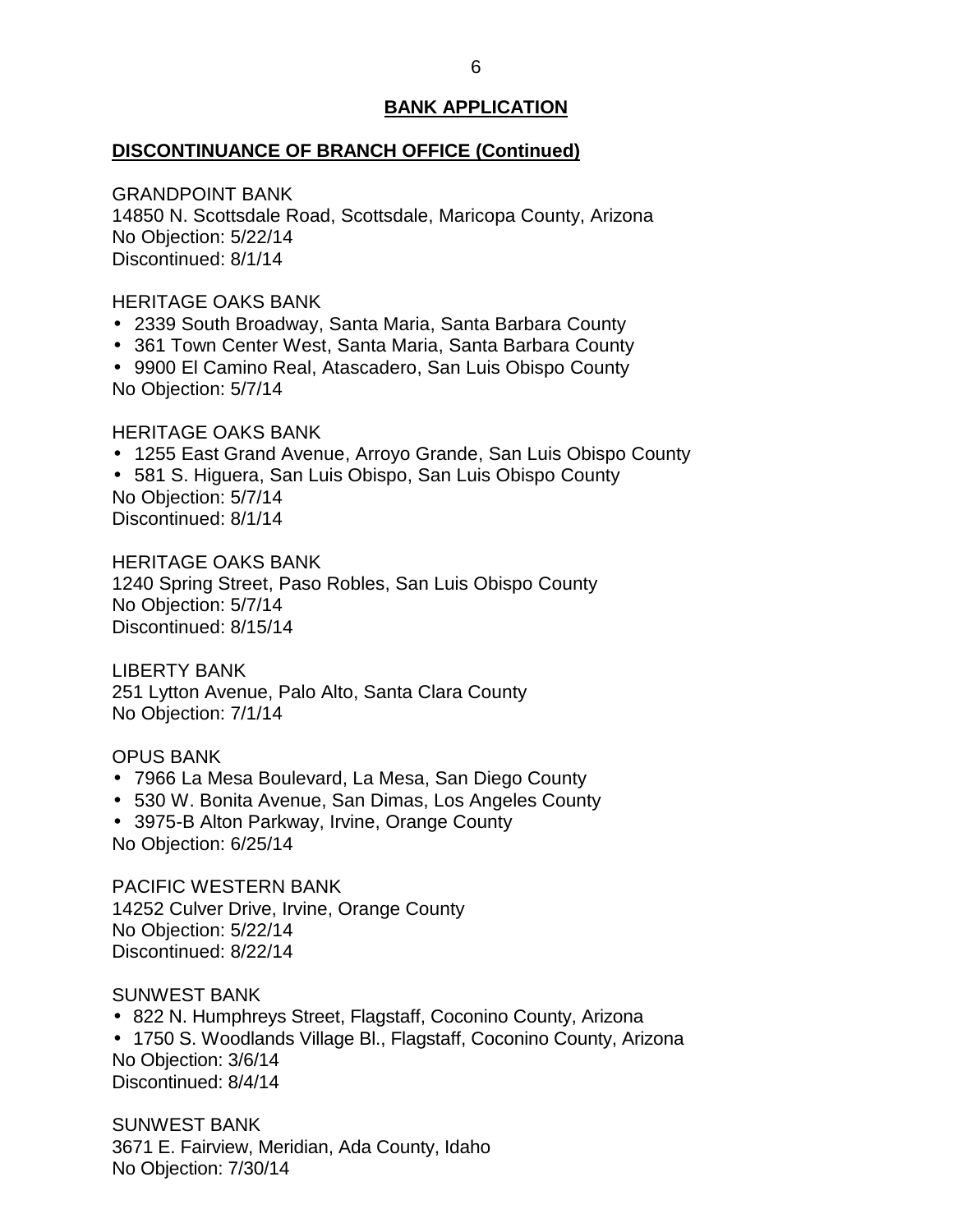## BANK APPLICATION

### DISCONTINUANCE OF BRANCH OFFICE (Continued)

GRANDPOINT BANK
14850 N. Scottsdale Road, Scottsdale, Maricopa County, Arizona
No Objection: 5/22/14
Discontinued: 8/1/14

HERITAGE OAKS BANK
- 2339 South Broadway, Santa Maria, Santa Barbara County
- 361 Town Center West, Santa Maria, Santa Barbara County
- 9900 El Camino Real, Atascadero, San Luis Obispo County

No Objection: 5/7/14

HERITAGE OAKS BANK
- 1255 East Grand Avenue, Arroyo Grande, San Luis Obispo County
- 581 S. Higuera, San Luis Obispo, San Luis Obispo County

No Objection: 5/7/14
Discontinued: 8/1/14

HERITAGE OAKS BANK
1240 Spring Street, Paso Robles, San Luis Obispo County
No Objection: 5/7/14
Discontinued: 8/15/14

LIBERTY BANK
251 Lytton Avenue, Palo Alto, Santa Clara County
No Objection: 7/1/14

OPUS BANK
- 7966 La Mesa Boulevard, La Mesa, San Diego County
- 530 W. Bonita Avenue, San Dimas, Los Angeles County
- 3975-B Alton Parkway, Irvine, Orange County

No Objection: 6/25/14

PACIFIC WESTERN BANK
14252 Culver Drive, Irvine, Orange County
No Objection: 5/22/14
Discontinued: 8/22/14

SUNWEST BANK
- 822 N. Humphreys Street, Flagstaff, Coconino County, Arizona
- 1750 S. Woodlands Village Bl., Flagstaff, Coconino County, Arizona

No Objection: 3/6/14
Discontinued: 8/4/14

SUNWEST BANK
3671 E. Fairview, Meridian, Ada County, Idaho
No Objection: 7/30/14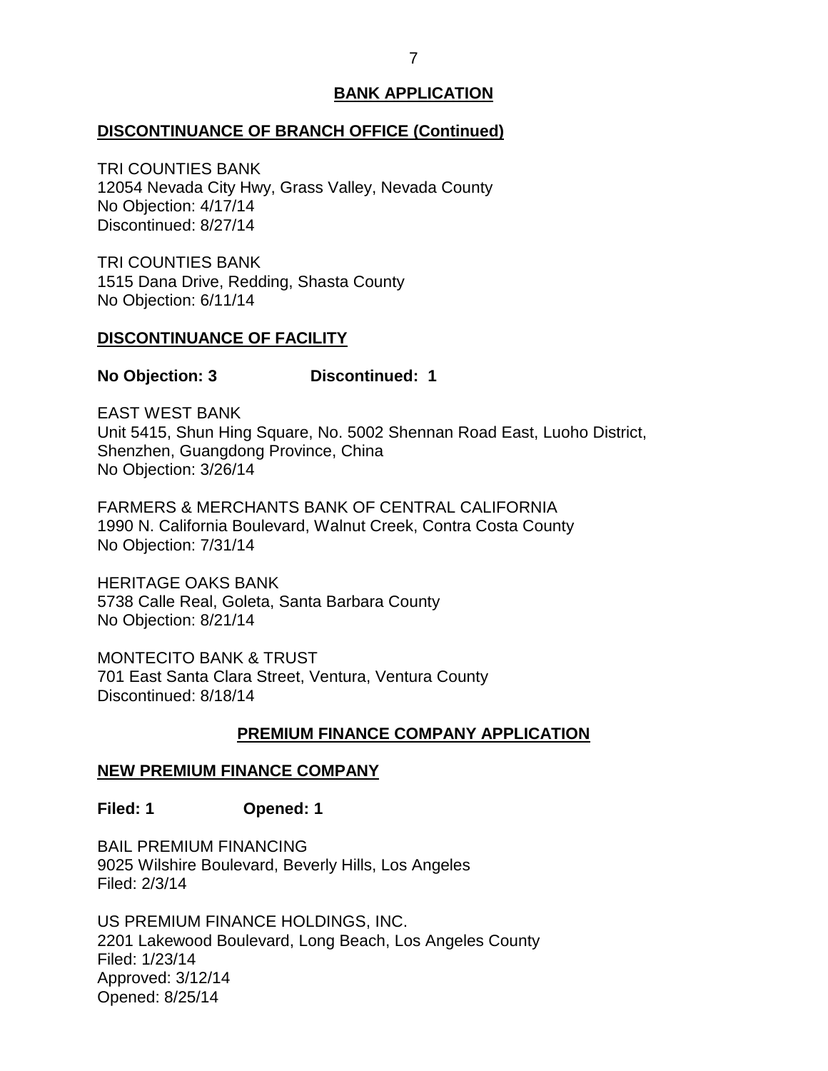## BANK APPLICATION

### DISCONTINUANCE OF BRANCH OFFICE (Continued)

TRI COUNTIES BANK
12054 Nevada City Hwy, Grass Valley, Nevada County
No Objection: 4/17/14
Discontinued: 8/27/14

TRI COUNTIES BANK
1515 Dana Drive, Redding, Shasta County
No Objection: 6/11/14

### DISCONTINUANCE OF FACILITY

**No Objection: 3 Discontinued: 1**

EAST WEST BANK
Unit 5415, Shun Hing Square, No. 5002 Shennan Road East, Luoho District, Shenzhen, Guangdong Province, China
No Objection: 3/26/14

FARMERS & MERCHANTS BANK OF CENTRAL CALIFORNIA
1990 N. California Boulevard, Walnut Creek, Contra Costa County
No Objection: 7/31/14

HERITAGE OAKS BANK
5738 Calle Real, Goleta, Santa Barbara County
No Objection: 8/21/14

MONTECITO BANK & TRUST
701 East Santa Clara Street, Ventura, Ventura County
Discontinued: 8/18/14

## PREMIUM FINANCE COMPANY APPLICATION

### NEW PREMIUM FINANCE COMPANY

**Filed: 1 Opened: 1**

BAIL PREMIUM FINANCING
9025 Wilshire Boulevard, Beverly Hills, Los Angeles
Filed: 2/3/14

US PREMIUM FINANCE HOLDINGS, INC.
2201 Lakewood Boulevard, Long Beach, Los Angeles County
Filed: 1/23/14
Approved: 3/12/14
Opened: 8/25/14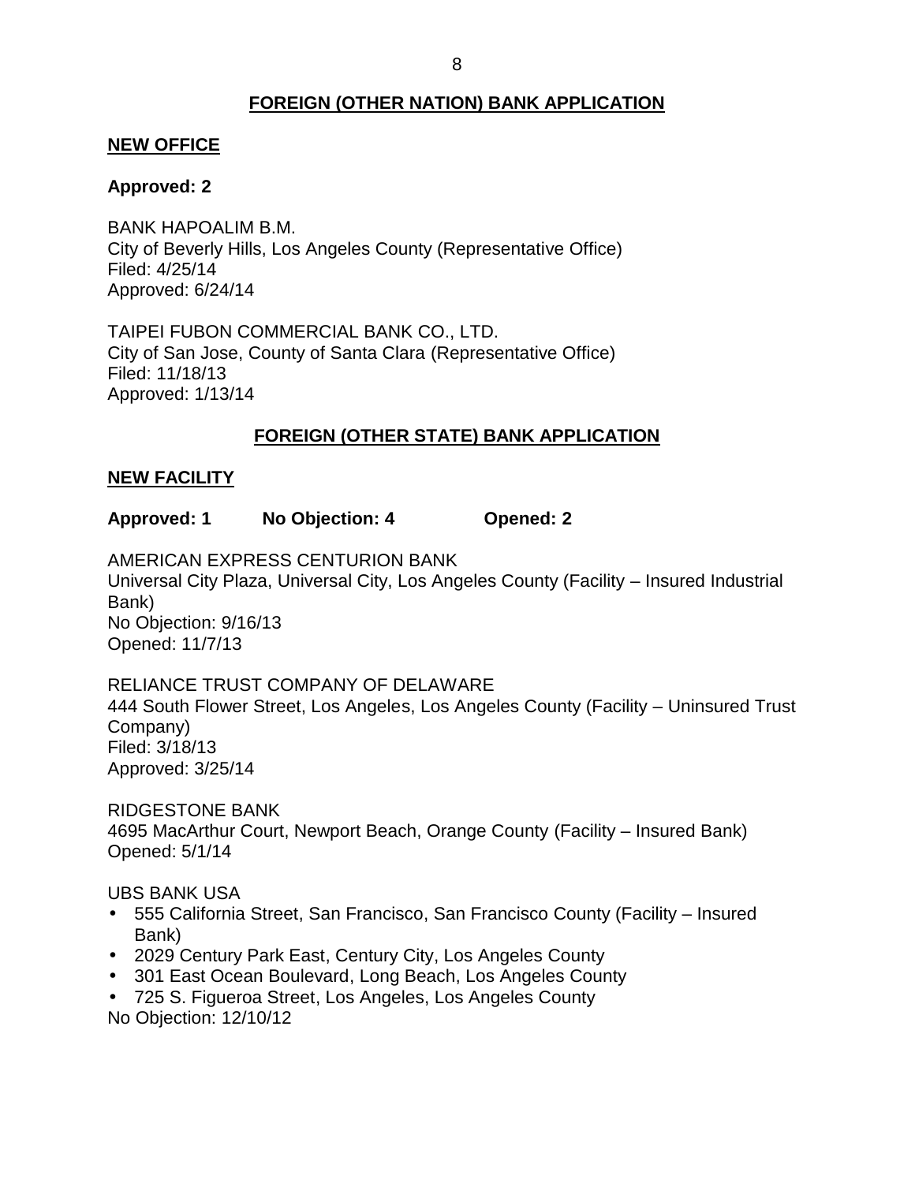## FOREIGN (OTHER NATION) BANK APPLICATION

### NEW OFFICE

**Approved: 2**

BANK HAPOALIM B.M.
City of Beverly Hills, Los Angeles County (Representative Office)
Filed: 4/25/14
Approved: 6/24/14

TAIPEI FUBON COMMERCIAL BANK CO., LTD.
City of San Jose, County of Santa Clara (Representative Office)
Filed: 11/18/13
Approved: 1/13/14

## FOREIGN (OTHER STATE) BANK APPLICATION

### NEW FACILITY

**Approved: 1 No Objection: 4 Opened: 2**

AMERICAN EXPRESS CENTURION BANK
Universal City Plaza, Universal City, Los Angeles County (Facility – Insured Industrial Bank)
No Objection: 9/16/13
Opened: 11/7/13

RELIANCE TRUST COMPANY OF DELAWARE
444 South Flower Street, Los Angeles, Los Angeles County (Facility – Uninsured Trust Company)
Filed: 3/18/13
Approved: 3/25/14

RIDGESTONE BANK
4695 MacArthur Court, Newport Beach, Orange County (Facility – Insured Bank)
Opened: 5/1/14

UBS BANK USA
- 555 California Street, San Francisco, San Francisco County (Facility – Insured Bank)
- 2029 Century Park East, Century City, Los Angeles County
- 301 East Ocean Boulevard, Long Beach, Los Angeles County
- 725 S. Figueroa Street, Los Angeles, Los Angeles County

No Objection: 12/10/12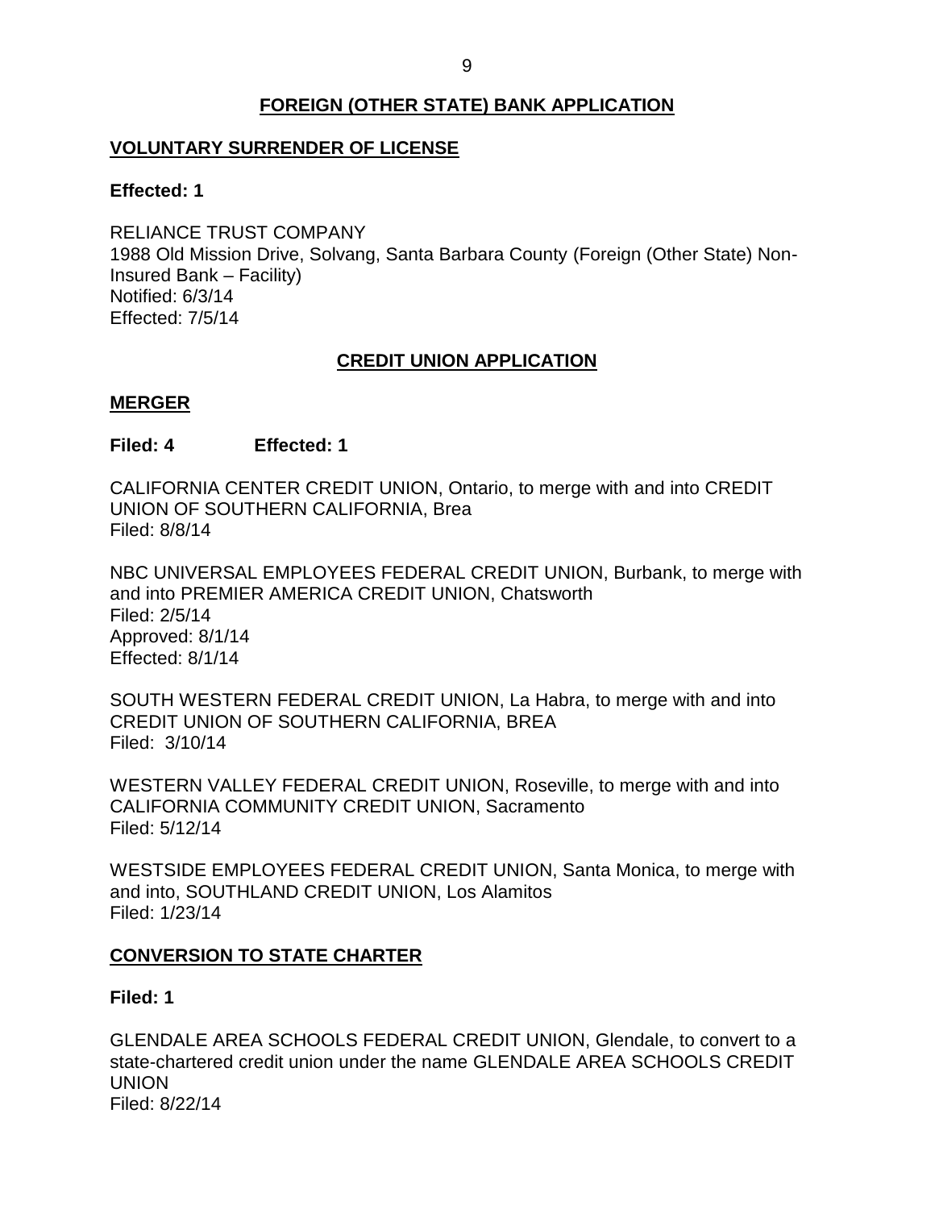## FOREIGN (OTHER STATE) BANK APPLICATION

### VOLUNTARY SURRENDER OF LICENSE

**Effected: 1**

RELIANCE TRUST COMPANY
1988 Old Mission Drive, Solvang, Santa Barbara County (Foreign (Other State) Non-Insured Bank – Facility)
Notified: 6/3/14
Effected: 7/5/14

## CREDIT UNION APPLICATION

### MERGER

**Filed: 4 Effected: 1**

CALIFORNIA CENTER CREDIT UNION, Ontario, to merge with and into CREDIT UNION OF SOUTHERN CALIFORNIA, Brea
Filed: 8/8/14

NBC UNIVERSAL EMPLOYEES FEDERAL CREDIT UNION, Burbank, to merge with and into PREMIER AMERICA CREDIT UNION, Chatsworth
Filed: 2/5/14
Approved: 8/1/14
Effected: 8/1/14

SOUTH WESTERN FEDERAL CREDIT UNION, La Habra, to merge with and into CREDIT UNION OF SOUTHERN CALIFORNIA, BREA
Filed: 3/10/14

WESTERN VALLEY FEDERAL CREDIT UNION, Roseville, to merge with and into CALIFORNIA COMMUNITY CREDIT UNION, Sacramento
Filed: 5/12/14

WESTSIDE EMPLOYEES FEDERAL CREDIT UNION, Santa Monica, to merge with and into, SOUTHLAND CREDIT UNION, Los Alamitos
Filed: 1/23/14

### CONVERSION TO STATE CHARTER

**Filed: 1**

GLENDALE AREA SCHOOLS FEDERAL CREDIT UNION, Glendale, to convert to a state-chartered credit union under the name GLENDALE AREA SCHOOLS CREDIT UNION
Filed: 8/22/14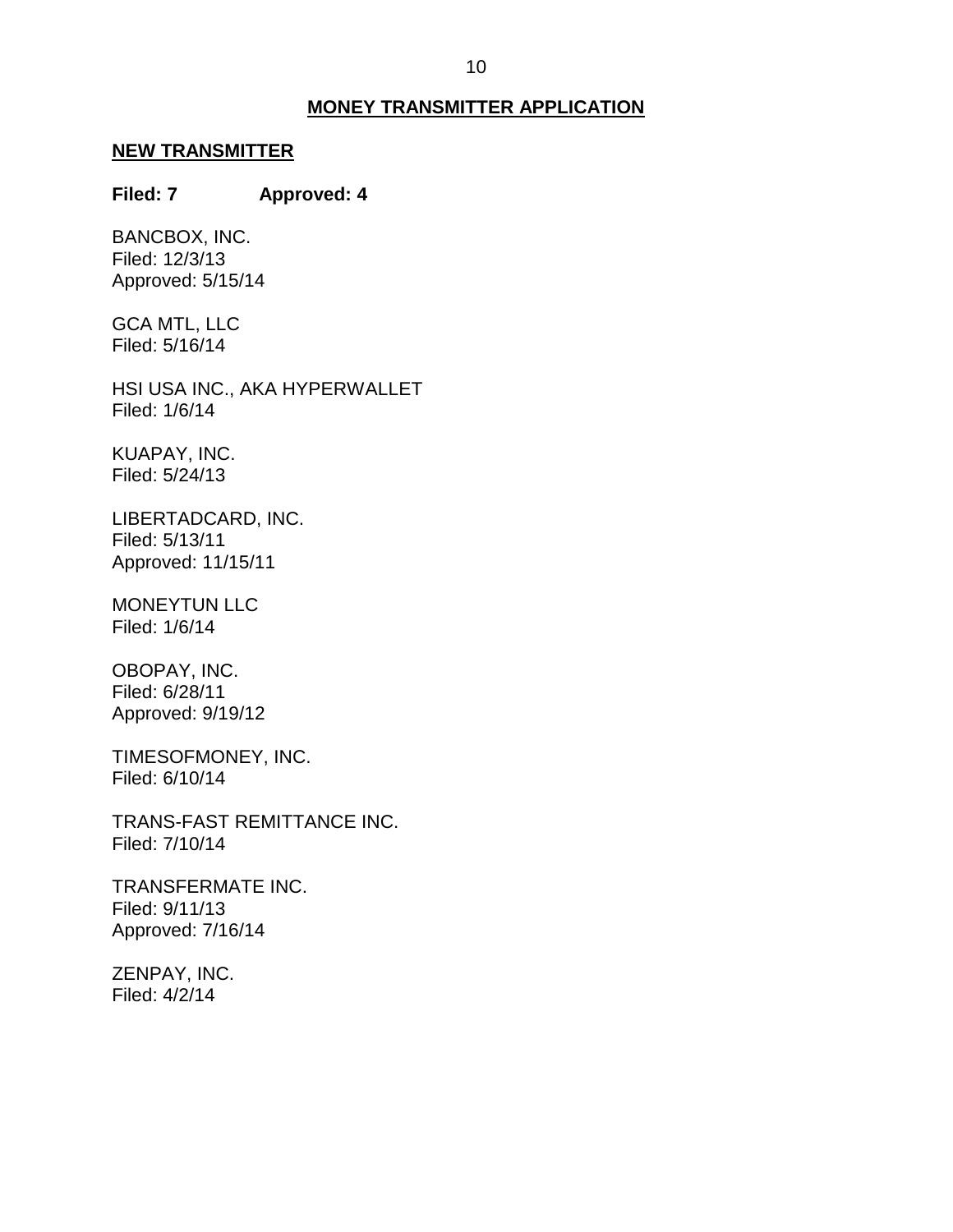## MONEY TRANSMITTER APPLICATION

### NEW TRANSMITTER

**Filed: 7 Approved: 4**

BANCBOX, INC.
Filed: 12/3/13
Approved: 5/15/14

GCA MTL, LLC
Filed: 5/16/14

HSI USA INC., AKA HYPERWALLET
Filed: 1/6/14

KUAPAY, INC.
Filed: 5/24/13

LIBERTADCARD, INC.
Filed: 5/13/11
Approved: 11/15/11

MONEYTUN LLC
Filed: 1/6/14

OBOPAY, INC.
Filed: 6/28/11
Approved: 9/19/12

TIMESOFMONEY, INC.
Filed: 6/10/14

TRANS-FAST REMITTANCE INC.
Filed: 7/10/14

TRANSFERMATE INC.
Filed: 9/11/13
Approved: 7/16/14

ZENPAY, INC.
Filed: 4/2/14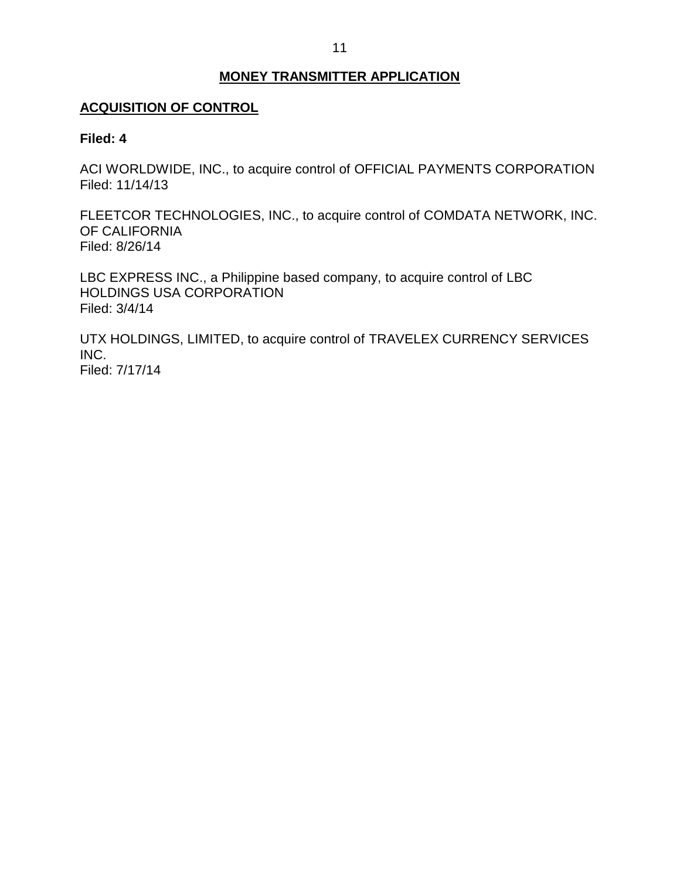## MONEY TRANSMITTER APPLICATION

### ACQUISITION OF CONTROL

**Filed: 4**

ACI WORLDWIDE, INC., to acquire control of OFFICIAL PAYMENTS CORPORATION
Filed: 11/14/13

FLEETCOR TECHNOLOGIES, INC., to acquire control of COMDATA NETWORK, INC. OF CALIFORNIA
Filed: 8/26/14

LBC EXPRESS INC., a Philippine based company, to acquire control of LBC HOLDINGS USA CORPORATION
Filed: 3/4/14

UTX HOLDINGS, LIMITED, to acquire control of TRAVELEX CURRENCY SERVICES INC.
Filed: 7/17/14